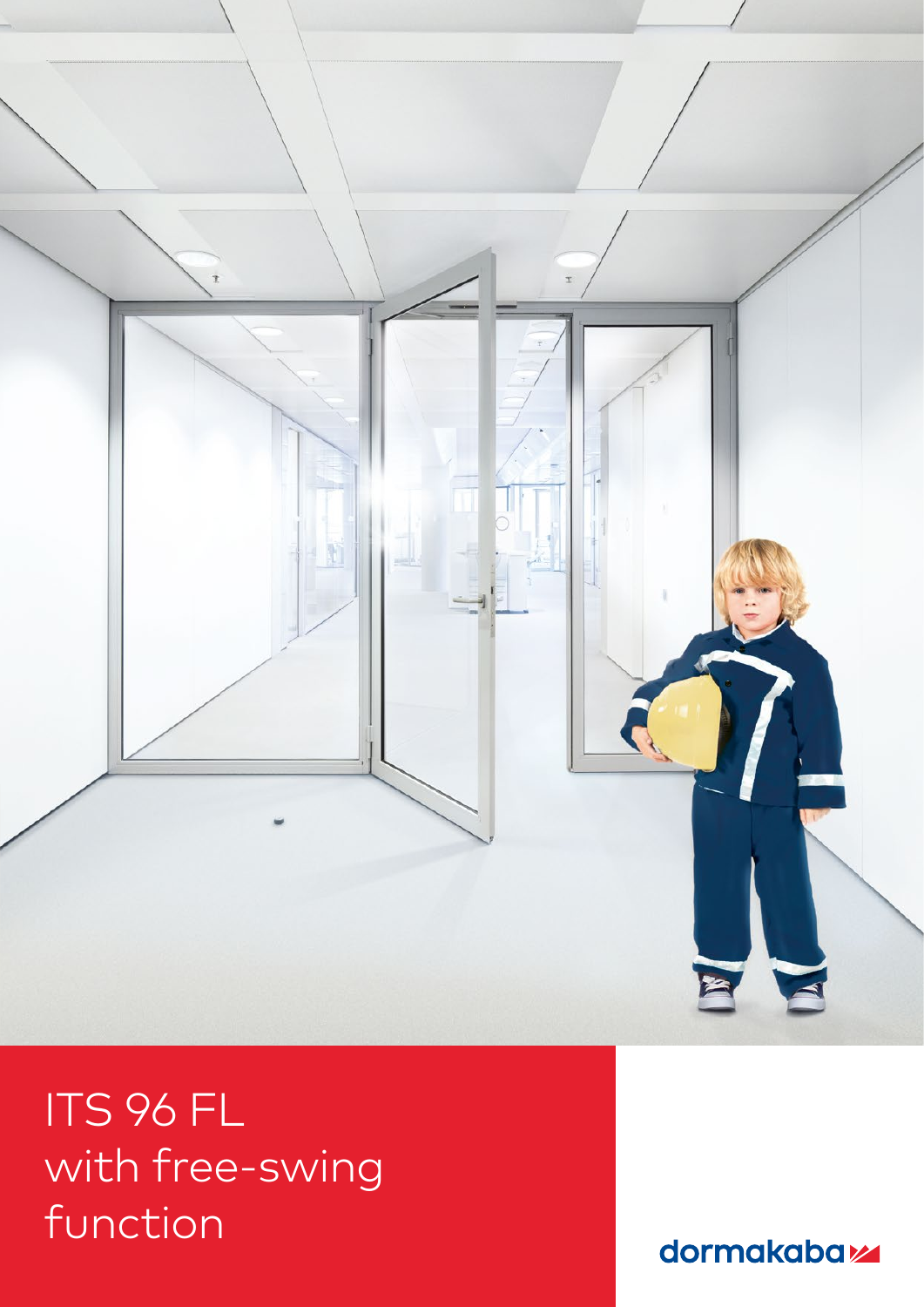# ITS 96 FL with free-swing function

dormakaba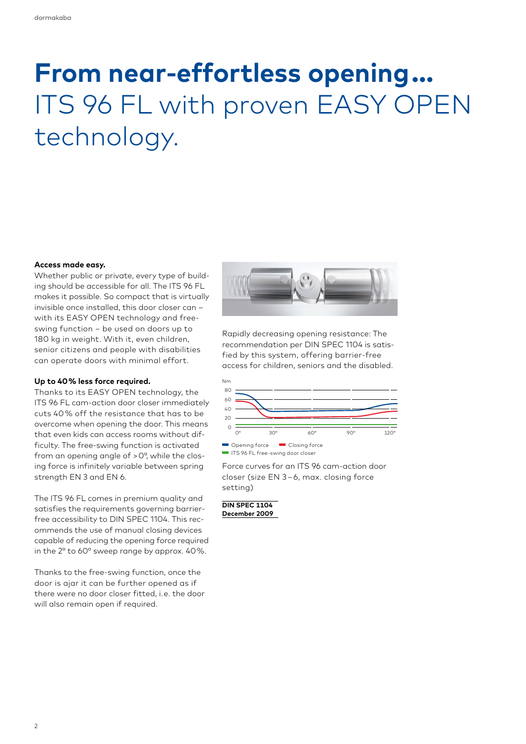# **From near-effortless opening…** ITS 96 FL with proven EASY OPEN technology.

**Access made easy.**
Whether public or private, every type of building should be accessible for all. The ITS 96 FL makes it possible. So compact that is virtually invisible once installed, this door closer can – with its EASY OPEN technology and free-swing function – be used on doors up to 180 kg in weight. With it, even children, senior citizens and people with disabilities can operate doors with minimal effort.

**Up to 40 % less force required.**
Thanks to its EASY OPEN technology, the ITS 96 FL cam-action door closer immediately cuts 40 % off the resistance that has to be overcome when opening the door. This means that even kids can access rooms without difficulty. The free-swing function is activated from an opening angle of > 0°, while the closing force is infinitely variable between spring strength EN 3 and EN 6.

The ITS 96 FL comes in premium quality and satisfies the requirements governing barrier-free accessibility to DIN SPEC 1104. This recommends the use of manual closing devices capable of reducing the opening force required in the 2° to 60° sweep range by approx. 40 %.

Thanks to the free-swing function, once the door is ajar it can be further opened as if there were no door closer fitted, i.e. the door will also remain open if required.

Rapidly decreasing opening resistance: The recommendation per DIN SPEC 1104 is satisfied by this system, offering barrier-free access for children, seniors and the disabled.

Nm: 80, 60, 40, 20, 0
0°, 30°, 60°, 90°, 120°

Opening force · Closing force · ITS 96 FL free-swing door closer

Force curves for an ITS 96 cam-action door closer (size EN 3 – 6, max. closing force setting)

**DIN SPEC 1104**
**December 2009**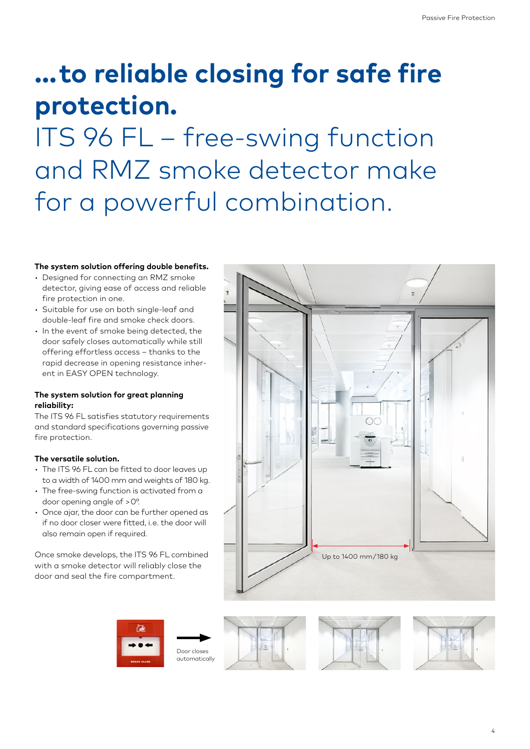# ...to reliable closing for safe fire protection.

## ITS 96 FL – free-swing function and RMZ smoke detector make for a powerful combination.

**The system solution offering double benefits.**

- Designed for connecting an RMZ smoke detector, giving ease of access and reliable fire protection in one.
- Suitable for use on both single-leaf and double-leaf fire and smoke check doors.
- In the event of smoke being detected, the door safely closes automatically while still offering effortless access – thanks to the rapid decrease in opening resistance inherent in EASY OPEN technology.

**The system solution for great planning reliability:**

The ITS 96 FL satisfies statutory requirements and standard specifications governing passive fire protection.

**The versatile solution.**

- The ITS 96 FL can be fitted to door leaves up to a width of 1400 mm and weights of 180 kg.
- The free-swing function is activated from a door opening angle of > 0°.
- Once ajar, the door can be further opened as if no door closer were fitted, i.e. the door will also remain open if required.

Once smoke develops, the ITS 96 FL combined with a smoke detector will reliably close the door and seal the fire compartment.

Up to 1400 mm/180 kg

Door closes automatically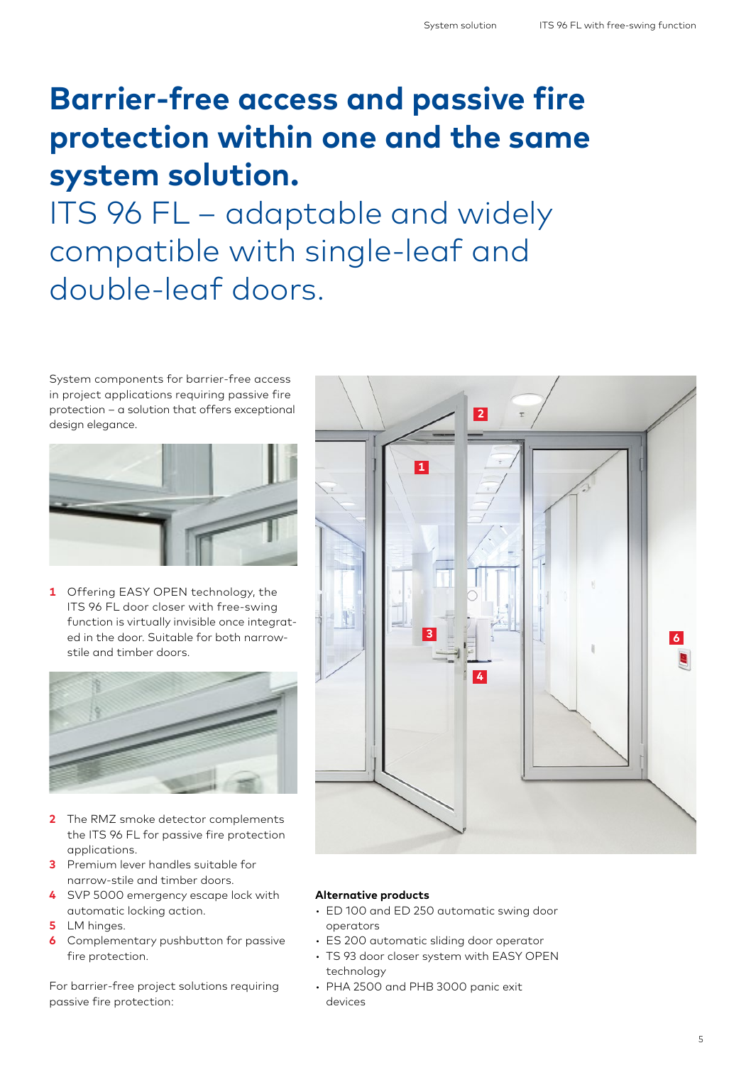# Barrier-free access and passive fire protection within one and the same system solution.

## ITS 96 FL – adaptable and widely compatible with single-leaf and double-leaf doors.

System components for barrier-free access in project applications requiring passive fire protection – a solution that offers exceptional design elegance.

**1** Offering EASY OPEN technology, the ITS 96 FL door closer with free-swing function is virtually invisible once integrated in the door. Suitable for both narrow-stile and timber doors.

**2** The RMZ smoke detector complements the ITS 96 FL for passive fire protection applications.

**3** Premium lever handles suitable for narrow-stile and timber doors.

**4** SVP 5000 emergency escape lock with automatic locking action.

**5** LM hinges.

**6** Complementary pushbutton for passive fire protection.

For barrier-free project solutions requiring passive fire protection:

**Alternative products**

- ED 100 and ED 250 automatic swing door operators
- ES 200 automatic sliding door operator
- TS 93 door closer system with EASY OPEN technology
- PHA 2500 and PHB 3000 panic exit devices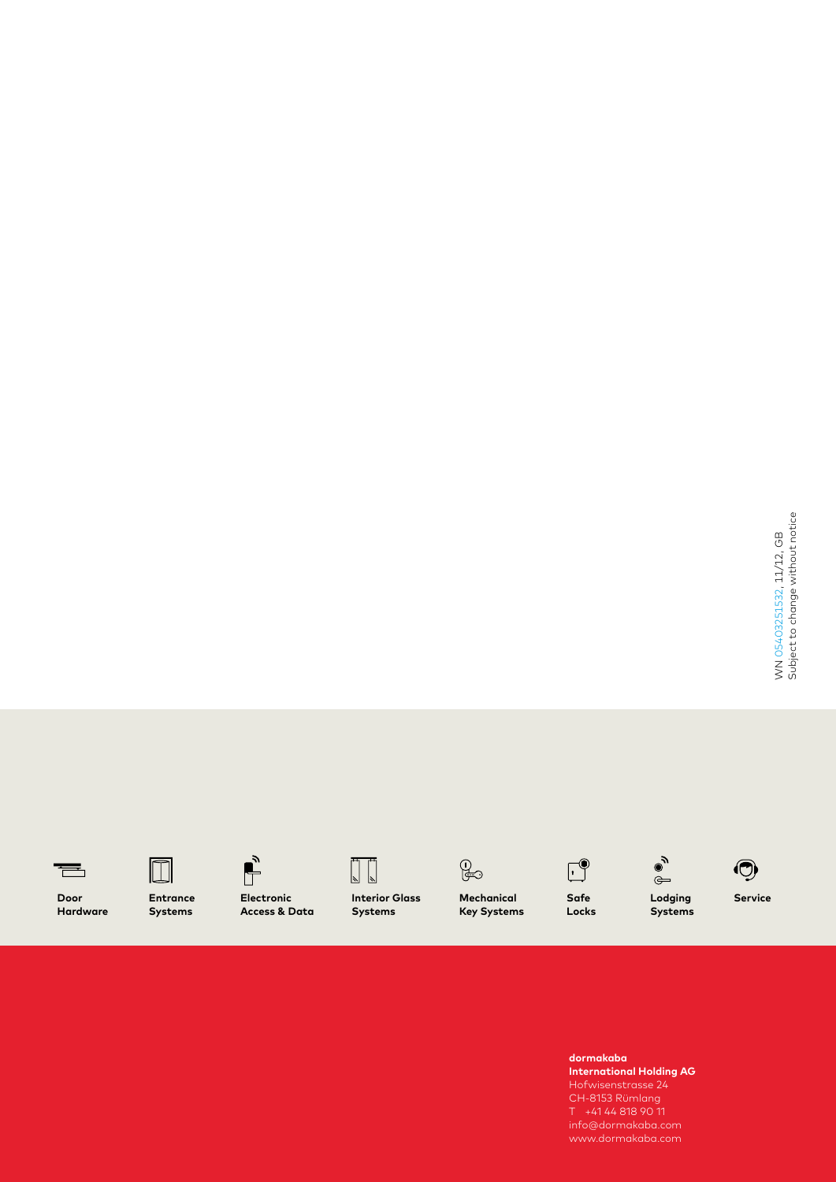WN 05403251532, 11/12, GB
Subject to change without notice

**Door Hardware** | **Entrance Systems** | **Electronic Access & Data** | **Interior Glass Systems** | **Mechanical Key Systems** | **Safe Locks** | **Lodging Systems** | **Service**

**dormakaba**
**International Holding AG**
Hofwisenstrasse 24
CH-8153 Rümlang
T +41 44 818 90 11
info@dormakaba.com
www.dormakaba.com